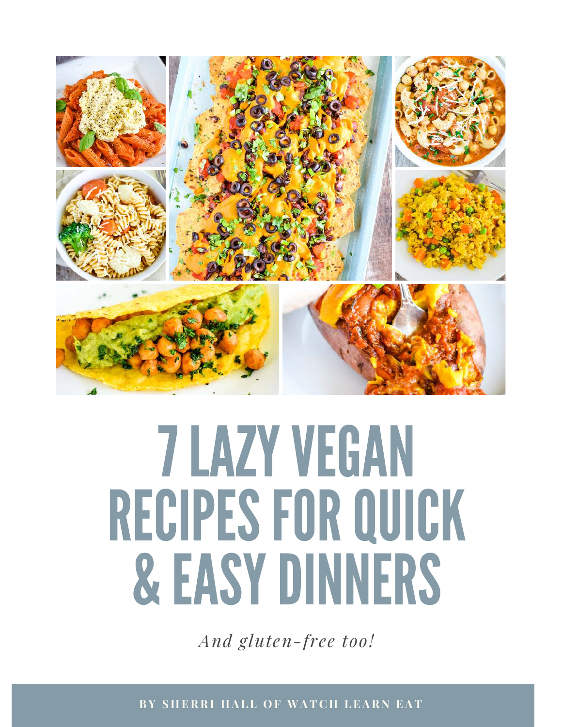# 7 LAZY VEGAN RECIPES FOR QUICK & EASY DINNERS

*And gluten-free too!*

**BY SHERRI HALL OF WATCH LEARN EAT**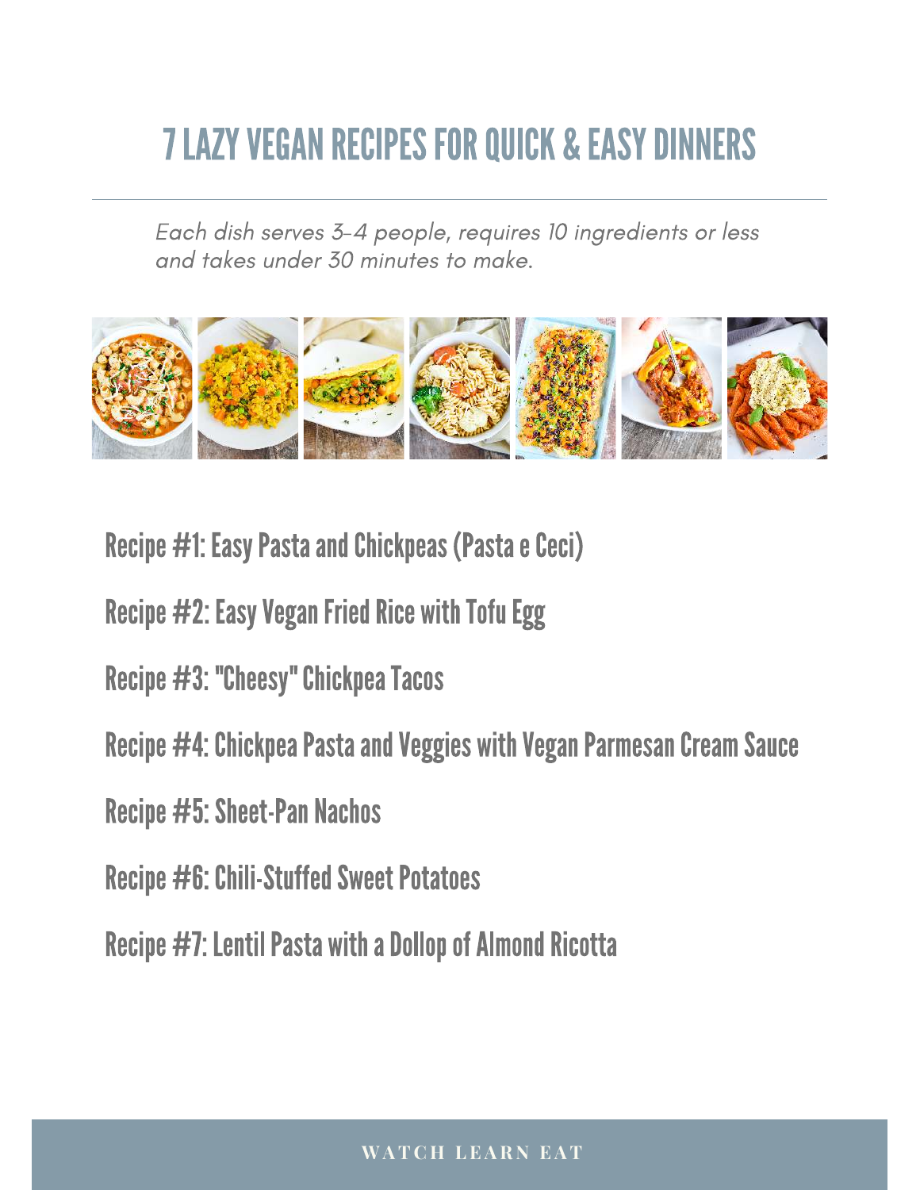# 7 LAZY VEGAN RECIPES FOR QUICK & EASY DINNERS

*Each dish serves 3-4 people, requires 10 ingredients or less and takes under 30 minutes to make.*

## Recipe #1: Easy Pasta and Chickpeas (Pasta e Ceci)

## Recipe #2: Easy Vegan Fried Rice with Tofu Egg

## Recipe #3: "Cheesy" Chickpea Tacos

## Recipe #4: Chickpea Pasta and Veggies with Vegan Parmesan Cream Sauce

## Recipe #5: Sheet-Pan Nachos

## Recipe #6: Chili-Stuffed Sweet Potatoes

## Recipe #7: Lentil Pasta with a Dollop of Almond Ricotta

WATCH LEARN EAT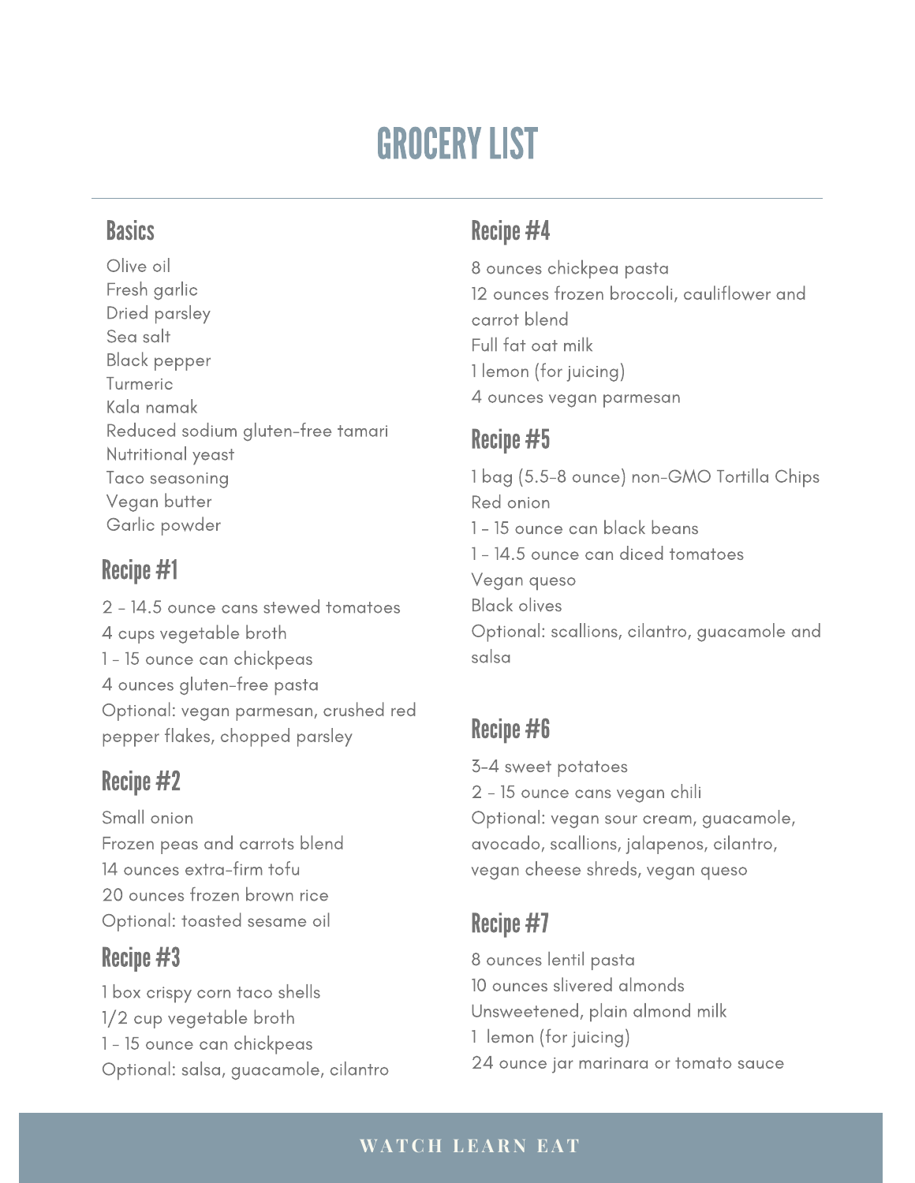# GROCERY LIST

## Basics

Olive oil
Fresh garlic
Dried parsley
Sea salt
Black pepper
Turmeric
Kala namak
Reduced sodium gluten-free tamari
Nutritional yeast
Taco seasoning
Vegan butter
Garlic powder

## Recipe #1

2 - 14.5 ounce cans stewed tomatoes
4 cups vegetable broth
1 - 15 ounce can chickpeas
4 ounces gluten-free pasta
Optional: vegan parmesan, crushed red pepper flakes, chopped parsley

## Recipe #2

Small onion
Frozen peas and carrots blend
14 ounces extra-firm tofu
20 ounces frozen brown rice
Optional: toasted sesame oil

## Recipe #3

1 box crispy corn taco shells
1/2 cup vegetable broth
1 - 15 ounce can chickpeas
Optional: salsa, guacamole, cilantro

## Recipe #4

8 ounces chickpea pasta
12 ounces frozen broccoli, cauliflower and carrot blend
Full fat oat milk
1 lemon (for juicing)
4 ounces vegan parmesan

## Recipe #5

1 bag (5.5-8 ounce) non-GMO Tortilla Chips
Red onion
1 - 15 ounce can black beans
1 - 14.5 ounce can diced tomatoes
Vegan queso
Black olives
Optional: scallions, cilantro, guacamole and salsa

## Recipe #6

3-4 sweet potatoes
2 - 15 ounce cans vegan chili
Optional: vegan sour cream, guacamole, avocado, scallions, jalapenos, cilantro, vegan cheese shreds, vegan queso

## Recipe #7

8 ounces lentil pasta
10 ounces slivered almonds
Unsweetened, plain almond milk
1 lemon (for juicing)
24 ounce jar marinara or tomato sauce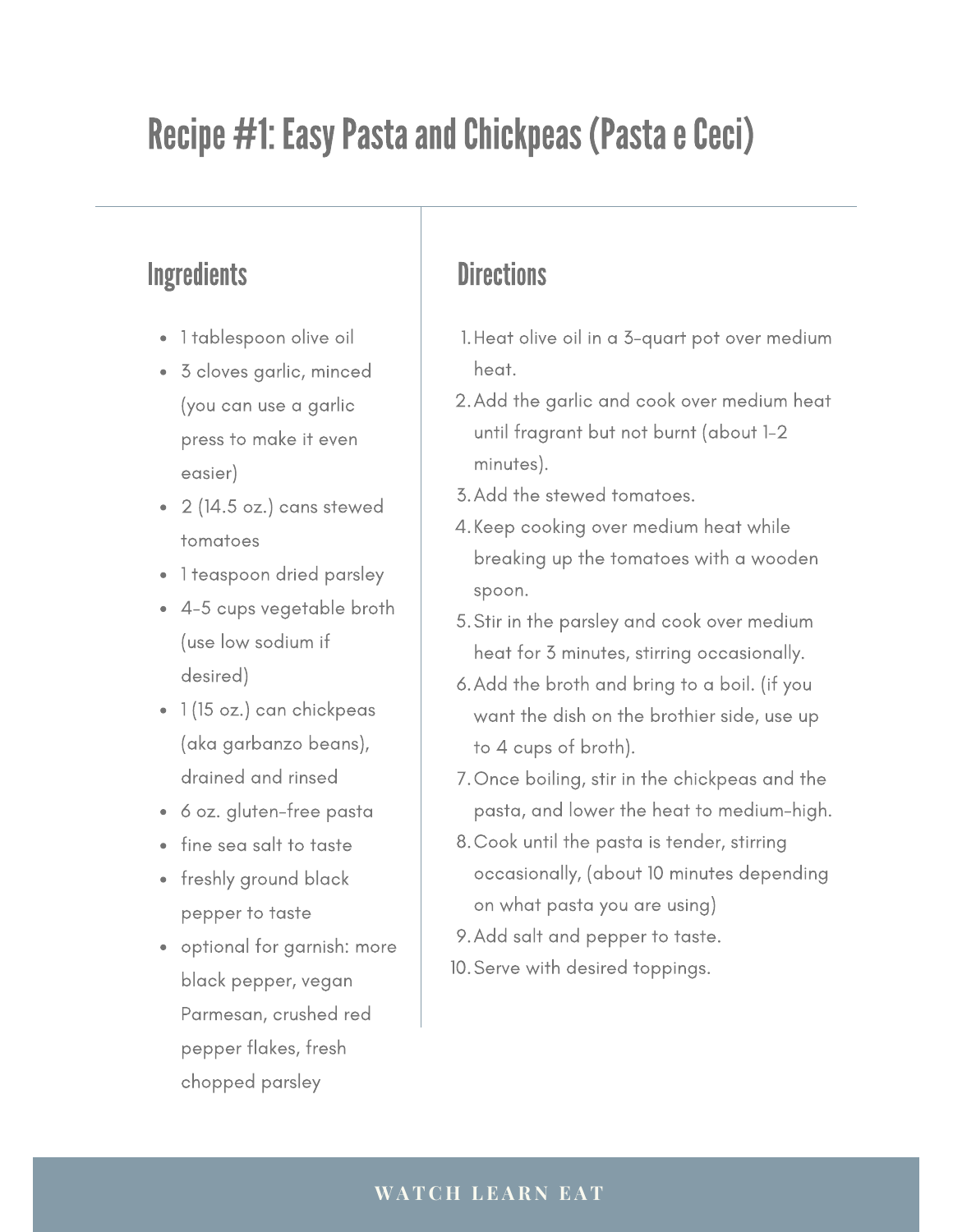# Recipe #1: Easy Pasta and Chickpeas (Pasta e Ceci)

## Ingredients

- 1 tablespoon olive oil
- 3 cloves garlic, minced (you can use a garlic press to make it even easier)
- 2 (14.5 oz.) cans stewed tomatoes
- 1 teaspoon dried parsley
- 4-5 cups vegetable broth (use low sodium if desired)
- 1 (15 oz.) can chickpeas (aka garbanzo beans), drained and rinsed
- 6 oz. gluten-free pasta
- fine sea salt to taste
- freshly ground black pepper to taste
- optional for garnish: more black pepper, vegan Parmesan, crushed red pepper flakes, fresh chopped parsley

## Directions

1. Heat olive oil in a 3-quart pot over medium heat.
2. Add the garlic and cook over medium heat until fragrant but not burnt (about 1-2 minutes).
3. Add the stewed tomatoes.
4. Keep cooking over medium heat while breaking up the tomatoes with a wooden spoon.
5. Stir in the parsley and cook over medium heat for 3 minutes, stirring occasionally.
6. Add the broth and bring to a boil. (if you want the dish on the brothier side, use up to 4 cups of broth).
7. Once boiling, stir in the chickpeas and the pasta, and lower the heat to medium-high.
8. Cook until the pasta is tender, stirring occasionally, (about 10 minutes depending on what pasta you are using)
9. Add salt and pepper to taste.
10. Serve with desired toppings.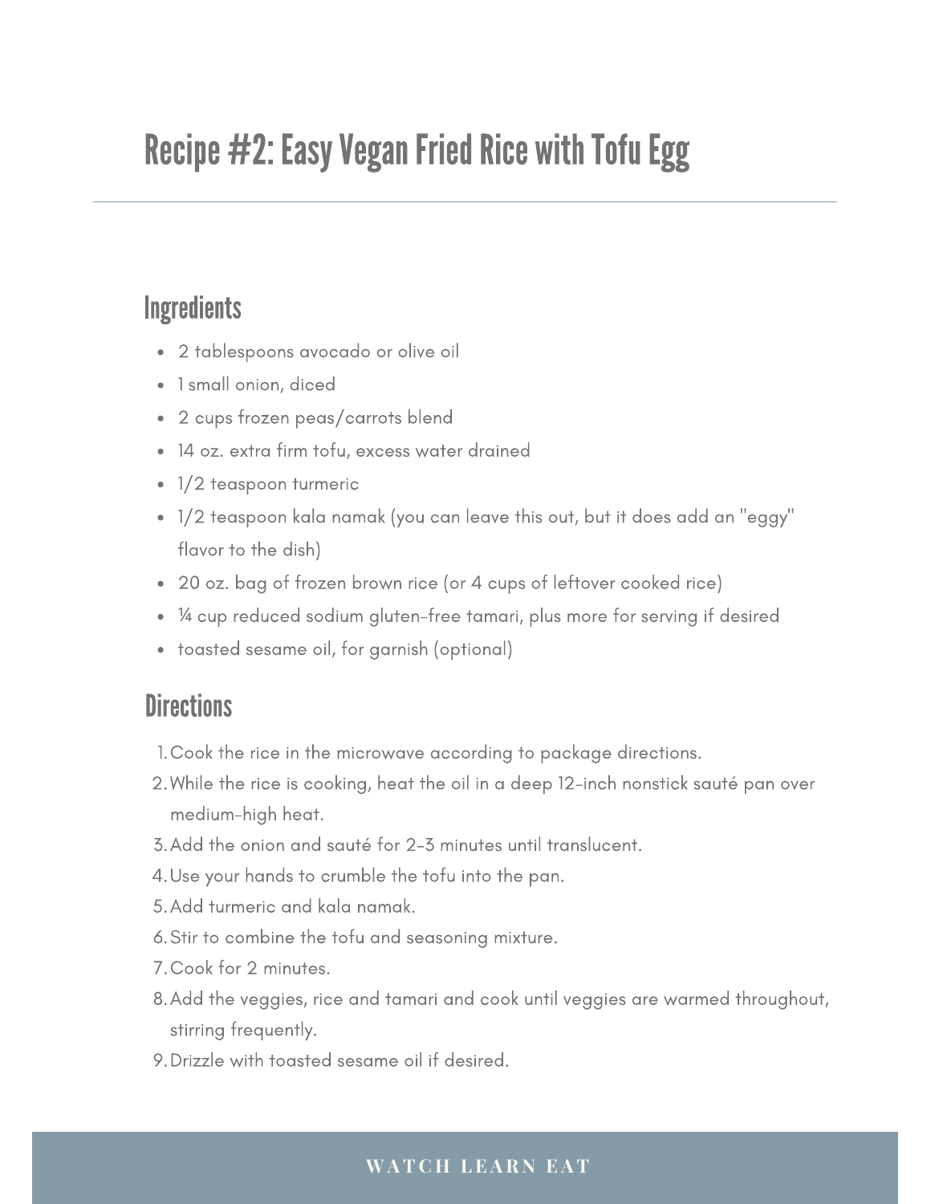# Recipe #2: Easy Vegan Fried Rice with Tofu Egg

## Ingredients

- 2 tablespoons avocado or olive oil
- 1 small onion, diced
- 2 cups frozen peas/carrots blend
- 14 oz. extra firm tofu, excess water drained
- 1/2 teaspoon turmeric
- 1/2 teaspoon kala namak (you can leave this out, but it does add an "eggy" flavor to the dish)
- 20 oz. bag of frozen brown rice (or 4 cups of leftover cooked rice)
- ¼ cup reduced sodium gluten-free tamari, plus more for serving if desired
- toasted sesame oil, for garnish (optional)

## Directions

1. Cook the rice in the microwave according to package directions.
2. While the rice is cooking, heat the oil in a deep 12-inch nonstick sauté pan over medium-high heat.
3. Add the onion and sauté for 2-3 minutes until translucent.
4. Use your hands to crumble the tofu into the pan.
5. Add turmeric and kala namak.
6. Stir to combine the tofu and seasoning mixture.
7. Cook for 2 minutes.
8. Add the veggies, rice and tamari and cook until veggies are warmed throughout, stirring frequently.
9. Drizzle with toasted sesame oil if desired.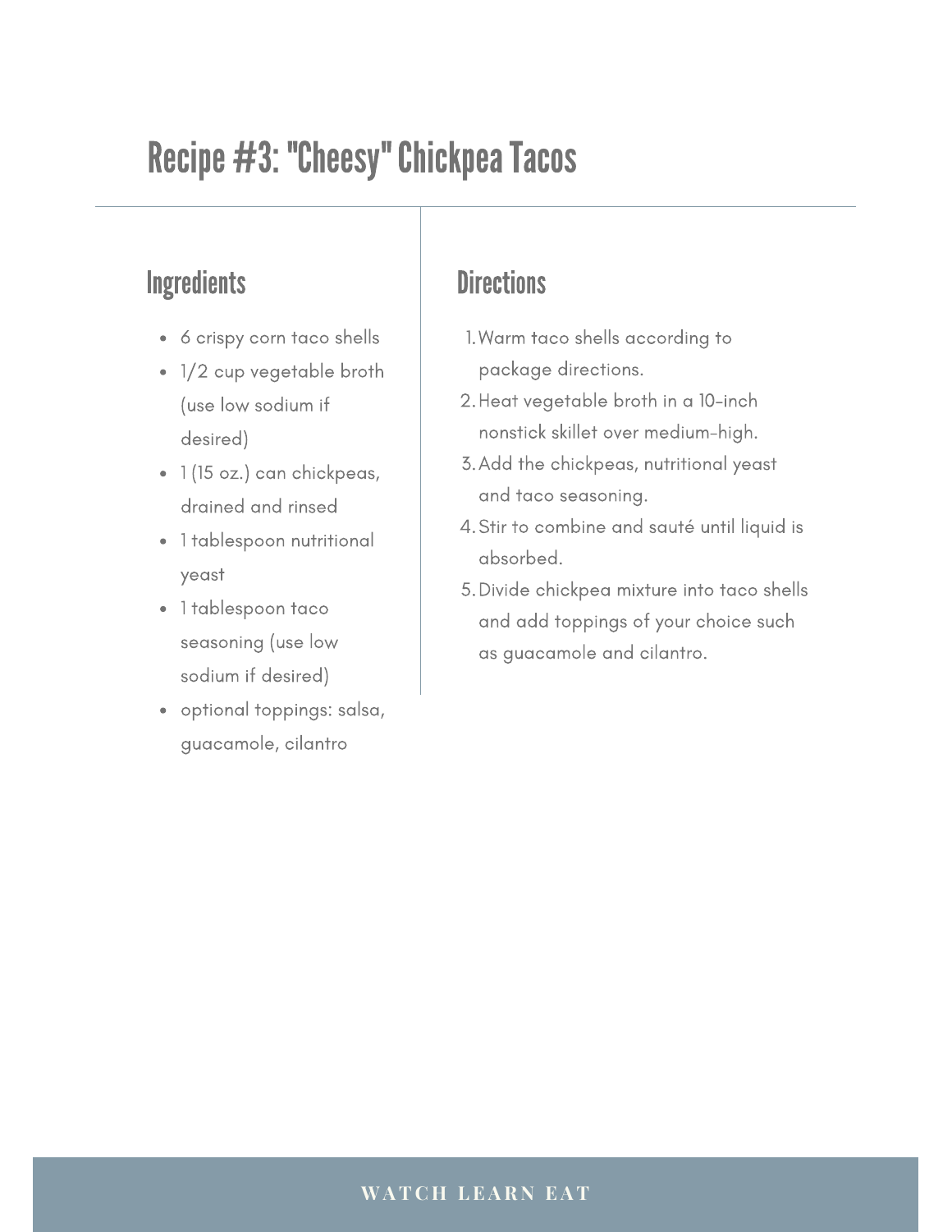# Recipe #3: "Cheesy" Chickpea Tacos

## Ingredients

- 6 crispy corn taco shells
- 1/2 cup vegetable broth (use low sodium if desired)
- 1 (15 oz.) can chickpeas, drained and rinsed
- 1 tablespoon nutritional yeast
- 1 tablespoon taco seasoning (use low sodium if desired)
- optional toppings: salsa, guacamole, cilantro

## Directions

1. Warm taco shells according to package directions.
2. Heat vegetable broth in a 10-inch nonstick skillet over medium-high.
3. Add the chickpeas, nutritional yeast and taco seasoning.
4. Stir to combine and sauté until liquid is absorbed.
5. Divide chickpea mixture into taco shells and add toppings of your choice such as guacamole and cilantro.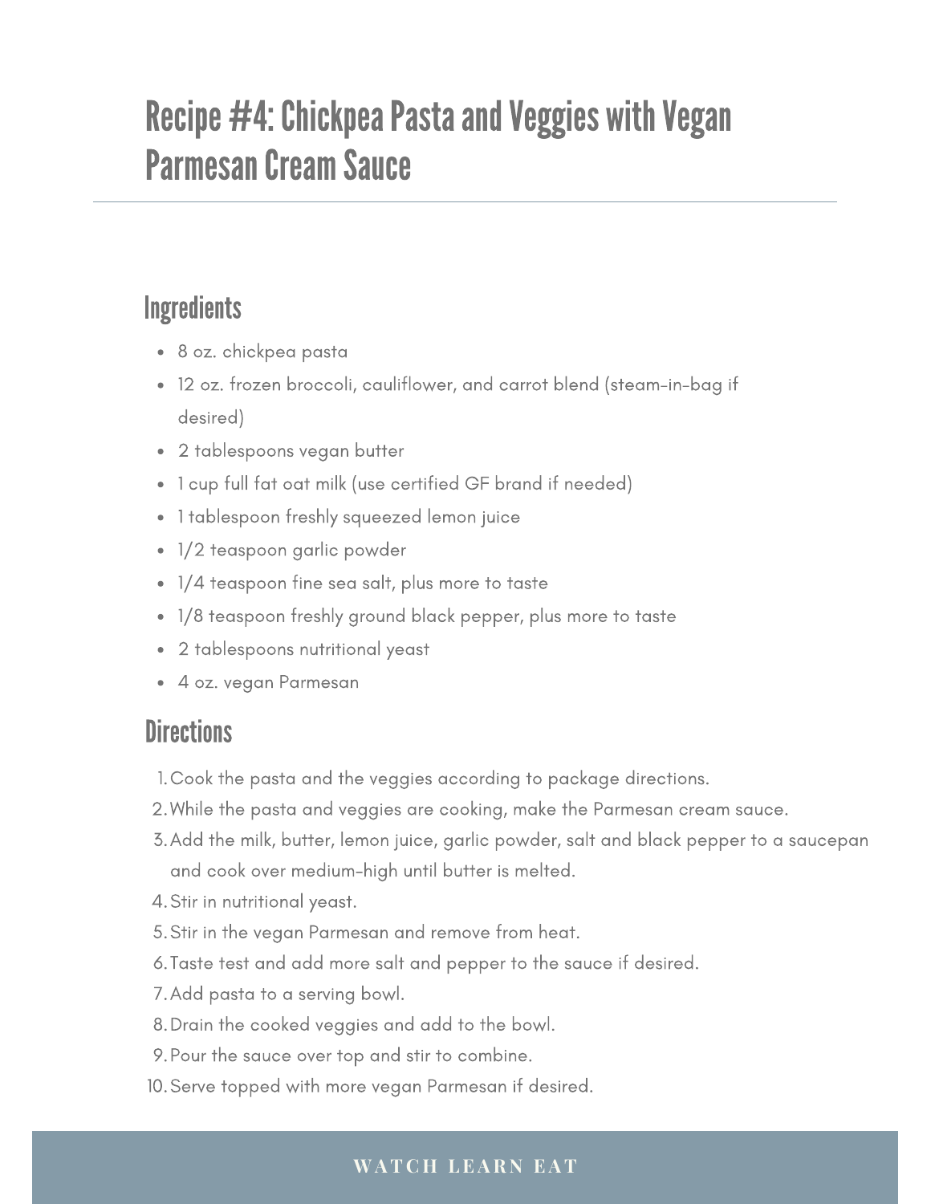# Recipe #4: Chickpea Pasta and Veggies with Vegan Parmesan Cream Sauce

## Ingredients

- 8 oz. chickpea pasta
- 12 oz. frozen broccoli, cauliflower, and carrot blend (steam-in-bag if desired)
- 2 tablespoons vegan butter
- 1 cup full fat oat milk (use certified GF brand if needed)
- 1 tablespoon freshly squeezed lemon juice
- 1/2 teaspoon garlic powder
- 1/4 teaspoon fine sea salt, plus more to taste
- 1/8 teaspoon freshly ground black pepper, plus more to taste
- 2 tablespoons nutritional yeast
- 4 oz. vegan Parmesan

## Directions

1. Cook the pasta and the veggies according to package directions.
2. While the pasta and veggies are cooking, make the Parmesan cream sauce.
3. Add the milk, butter, lemon juice, garlic powder, salt and black pepper to a saucepan and cook over medium-high until butter is melted.
4. Stir in nutritional yeast.
5. Stir in the vegan Parmesan and remove from heat.
6. Taste test and add more salt and pepper to the sauce if desired.
7. Add pasta to a serving bowl.
8. Drain the cooked veggies and add to the bowl.
9. Pour the sauce over top and stir to combine.
10. Serve topped with more vegan Parmesan if desired.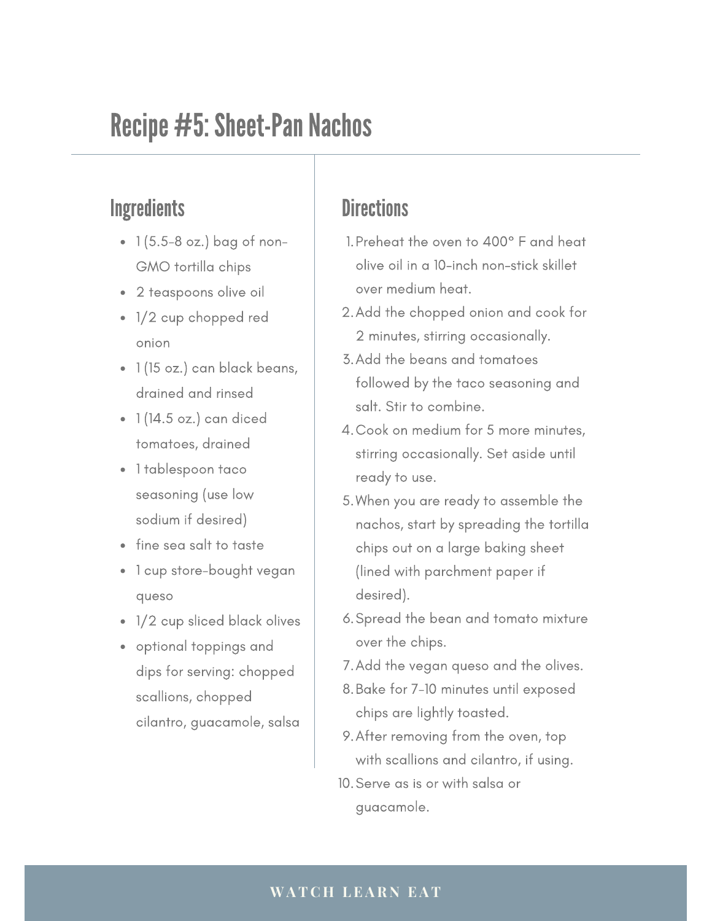# Recipe #5: Sheet-Pan Nachos

## Ingredients

- 1 (5.5-8 oz.) bag of non-GMO tortilla chips
- 2 teaspoons olive oil
- 1/2 cup chopped red onion
- 1 (15 oz.) can black beans, drained and rinsed
- 1 (14.5 oz.) can diced tomatoes, drained
- 1 tablespoon taco seasoning (use low sodium if desired)
- fine sea salt to taste
- 1 cup store-bought vegan queso
- 1/2 cup sliced black olives
- optional toppings and dips for serving: chopped scallions, chopped cilantro, guacamole, salsa

## Directions

1. Preheat the oven to 400° F and heat olive oil in a 10-inch non-stick skillet over medium heat.
2. Add the chopped onion and cook for 2 minutes, stirring occasionally.
3. Add the beans and tomatoes followed by the taco seasoning and salt. Stir to combine.
4. Cook on medium for 5 more minutes, stirring occasionally. Set aside until ready to use.
5. When you are ready to assemble the nachos, start by spreading the tortilla chips out on a large baking sheet (lined with parchment paper if desired).
6. Spread the bean and tomato mixture over the chips.
7. Add the vegan queso and the olives.
8. Bake for 7-10 minutes until exposed chips are lightly toasted.
9. After removing from the oven, top with scallions and cilantro, if using.
10. Serve as is or with salsa or guacamole.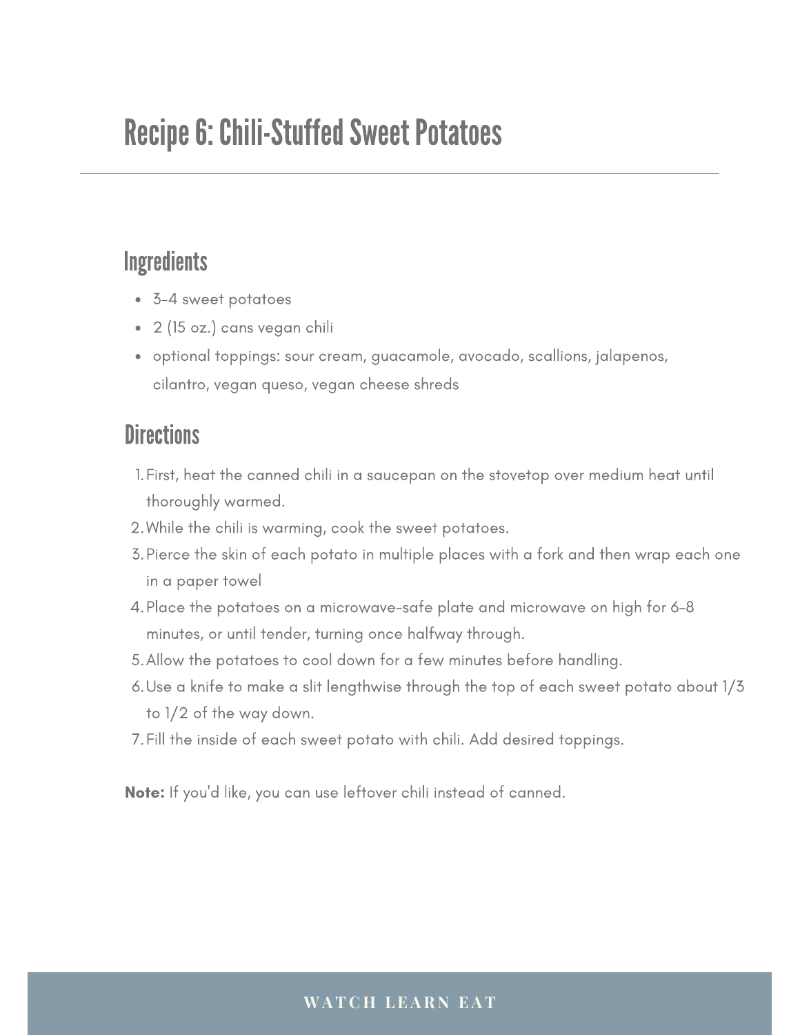# Recipe 6: Chili-Stuffed Sweet Potatoes

## Ingredients

- 3-4 sweet potatoes
- 2 (15 oz.) cans vegan chili
- optional toppings: sour cream, guacamole, avocado, scallions, jalapenos, cilantro, vegan queso, vegan cheese shreds

## Directions

1. First, heat the canned chili in a saucepan on the stovetop over medium heat until thoroughly warmed.
2. While the chili is warming, cook the sweet potatoes.
3. Pierce the skin of each potato in multiple places with a fork and then wrap each one in a paper towel
4. Place the potatoes on a microwave-safe plate and microwave on high for 6-8 minutes, or until tender, turning once halfway through.
5. Allow the potatoes to cool down for a few minutes before handling.
6. Use a knife to make a slit lengthwise through the top of each sweet potato about 1/3 to 1/2 of the way down.
7. Fill the inside of each sweet potato with chili. Add desired toppings.

**Note:** If you'd like, you can use leftover chili instead of canned.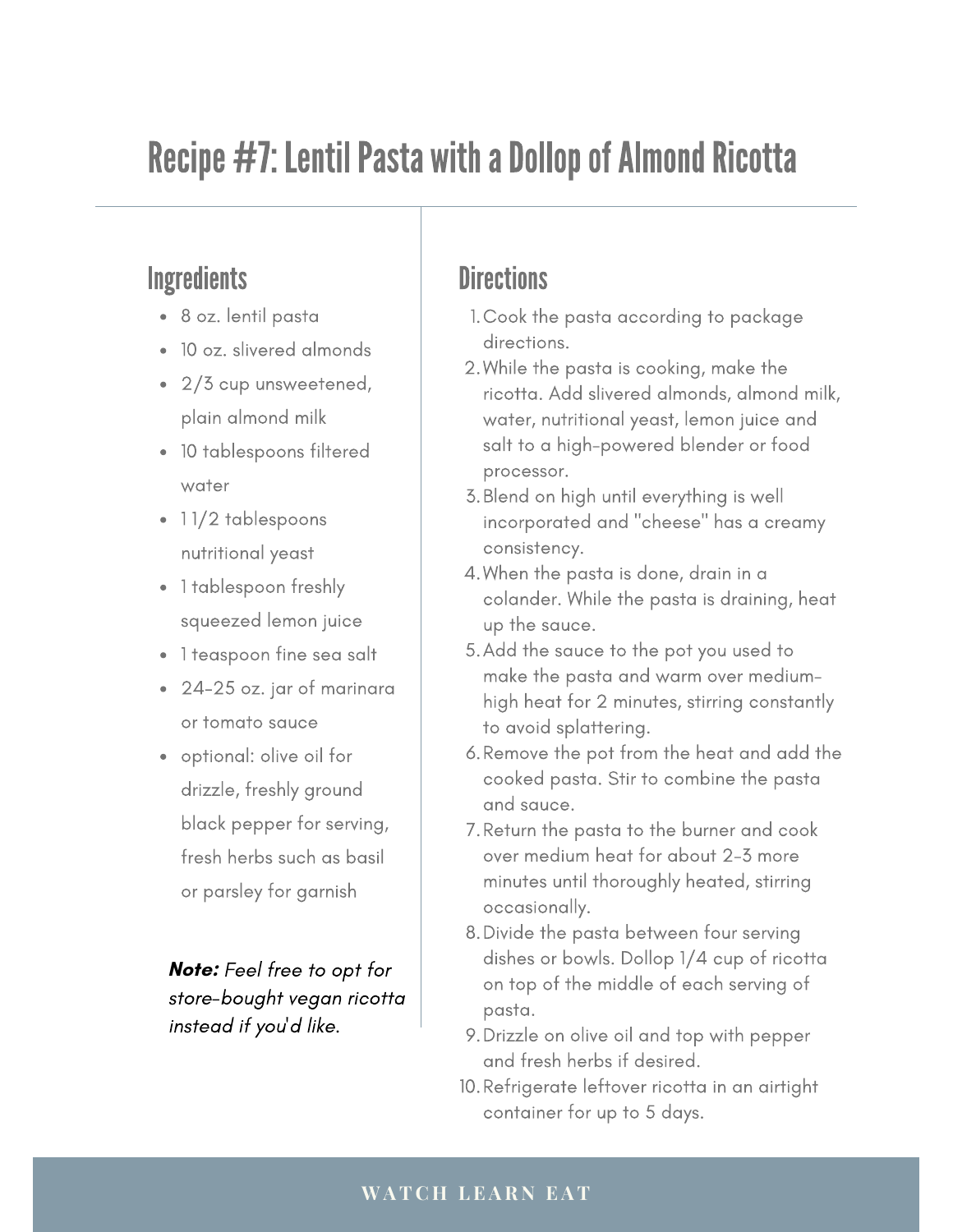# Recipe #7: Lentil Pasta with a Dollop of Almond Ricotta

## Ingredients

- 8 oz. lentil pasta
- 10 oz. slivered almonds
- 2/3 cup unsweetened, plain almond milk
- 10 tablespoons filtered water
- 1 1/2 tablespoons nutritional yeast
- 1 tablespoon freshly squeezed lemon juice
- 1 teaspoon fine sea salt
- 24-25 oz. jar of marinara or tomato sauce
- optional: olive oil for drizzle, freshly ground black pepper for serving, fresh herbs such as basil or parsley for garnish

***Note:*** *Feel free to opt for store-bought vegan ricotta instead if you'd like.*

## Directions

1. Cook the pasta according to package directions.
2. While the pasta is cooking, make the ricotta. Add slivered almonds, almond milk, water, nutritional yeast, lemon juice and salt to a high-powered blender or food processor.
3. Blend on high until everything is well incorporated and "cheese" has a creamy consistency.
4. When the pasta is done, drain in a colander. While the pasta is draining, heat up the sauce.
5. Add the sauce to the pot you used to make the pasta and warm over medium-high heat for 2 minutes, stirring constantly to avoid splattering.
6. Remove the pot from the heat and add the cooked pasta. Stir to combine the pasta and sauce.
7. Return the pasta to the burner and cook over medium heat for about 2-3 more minutes until thoroughly heated, stirring occasionally.
8. Divide the pasta between four serving dishes or bowls. Dollop 1/4 cup of ricotta on top of the middle of each serving of pasta.
9. Drizzle on olive oil and top with pepper and fresh herbs if desired.
10. Refrigerate leftover ricotta in an airtight container for up to 5 days.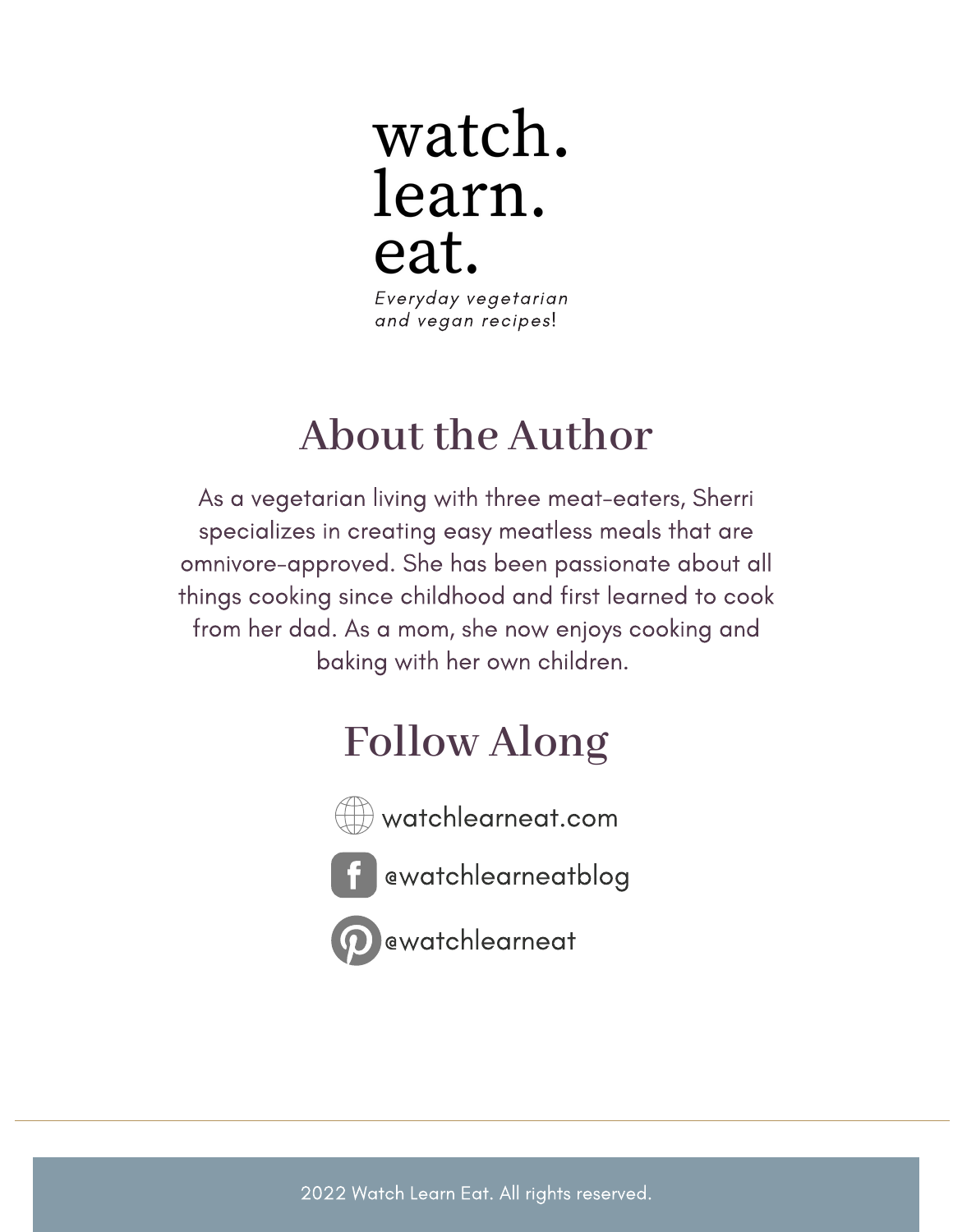watch.
learn.
eat.

*Everyday vegetarian and vegan recipes!*

## About the Author

As a vegetarian living with three meat-eaters, Sherri specializes in creating easy meatless meals that are omnivore-approved. She has been passionate about all things cooking since childhood and first learned to cook from her dad. As a mom, she now enjoys cooking and baking with her own children.

## Follow Along

watchlearneat.com

@watchlearneatblog

@watchlearneat

2022 Watch Learn Eat. All rights reserved.